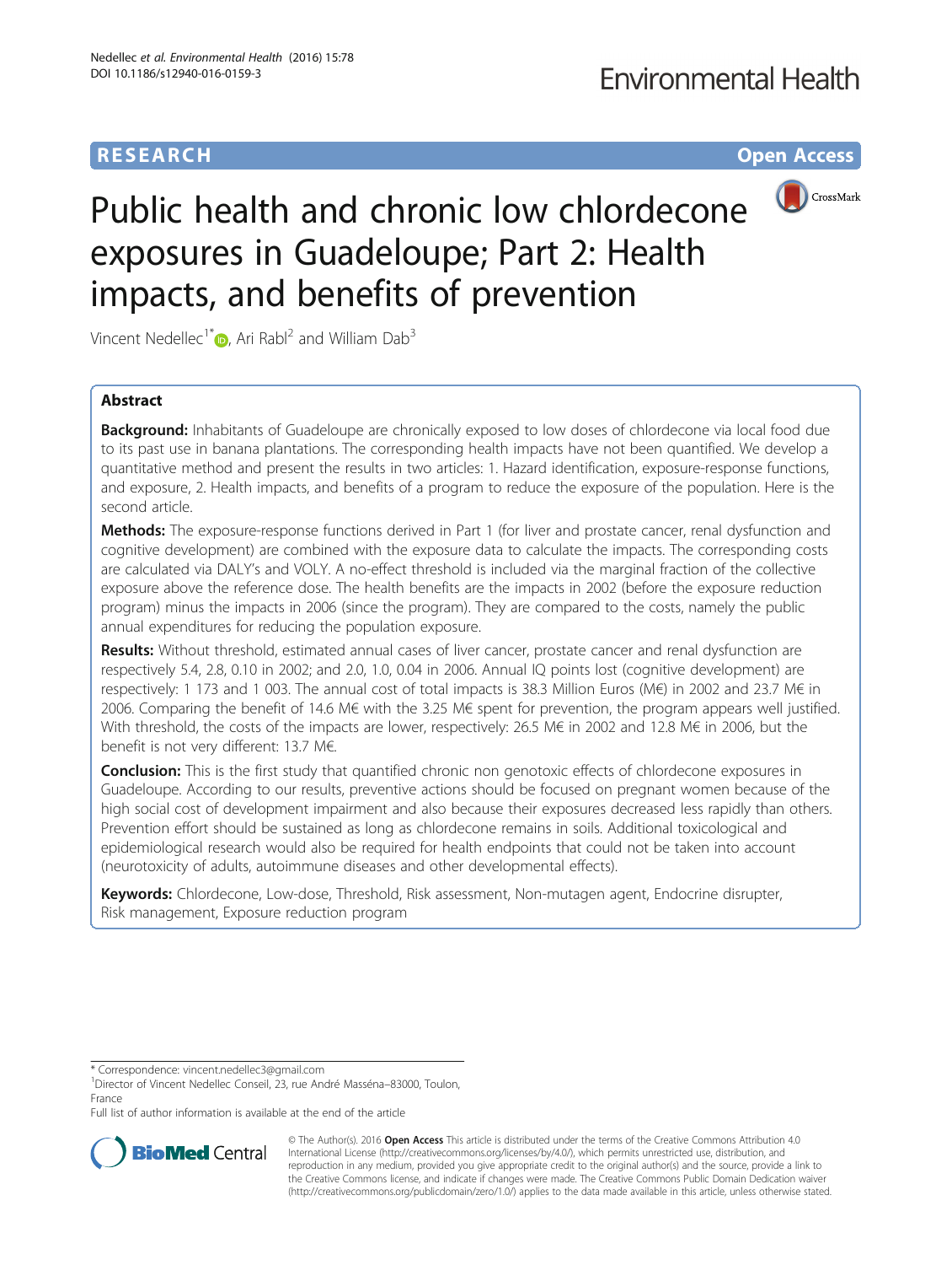RESEARCH Open Access

# Public health and chronic low chlordecone exposures in Guadeloupe; Part 2: Health impacts, and benefits of prevention

Vincent Nedellec[1*], Ari Rabl[2] and William Dab[3]

## Abstract

**Background:** Inhabitants of Guadeloupe are chronically exposed to low doses of chlordecone via local food due to its past use in banana plantations. The corresponding health impacts have not been quantified. We develop a quantitative method and present the results in two articles: 1. Hazard identification, exposure-response functions, and exposure, 2. Health impacts, and benefits of a program to reduce the exposure of the population. Here is the second article.

**Methods:** The exposure-response functions derived in Part 1 (for liver and prostate cancer, renal dysfunction and cognitive development) are combined with the exposure data to calculate the impacts. The corresponding costs are calculated via DALY's and VOLY. A no-effect threshold is included via the marginal fraction of the collective exposure above the reference dose. The health benefits are the impacts in 2002 (before the exposure reduction program) minus the impacts in 2006 (since the program). They are compared to the costs, namely the public annual expenditures for reducing the population exposure.

**Results:** Without threshold, estimated annual cases of liver cancer, prostate cancer and renal dysfunction are respectively 5.4, 2.8, 0.10 in 2002; and 2.0, 1.0, 0.04 in 2006. Annual IQ points lost (cognitive development) are respectively: 1 173 and 1 003. The annual cost of total impacts is 38.3 Million Euros (M€) in 2002 and 23.7 M€ in 2006. Comparing the benefit of 14.6 M€ with the 3.25 M€ spent for prevention, the program appears well justified. With threshold, the costs of the impacts are lower, respectively: 26.5 M€ in 2002 and 12.8 M€ in 2006, but the benefit is not very different: 13.7 M€.

**Conclusion:** This is the first study that quantified chronic non genotoxic effects of chlordecone exposures in Guadeloupe. According to our results, preventive actions should be focused on pregnant women because of the high social cost of development impairment and also because their exposures decreased less rapidly than others. Prevention effort should be sustained as long as chlordecone remains in soils. Additional toxicological and epidemiological research would also be required for health endpoints that could not be taken into account (neurotoxicity of adults, autoimmune diseases and other developmental effects).

**Keywords:** Chlordecone, Low-dose, Threshold, Risk assessment, Non-mutagen agent, Endocrine disrupter, Risk management, Exposure reduction program

---

\* Correspondence: vincent.nedellec3@gmail.com

[1]Director of Vincent Nedellec Conseil, 23, rue André Masséna–83000, Toulon, France

Full list of author information is available at the end of the article

© The Author(s). 2016 **Open Access** This article is distributed under the terms of the Creative Commons Attribution 4.0 International License (http://creativecommons.org/licenses/by/4.0/), which permits unrestricted use, distribution, and reproduction in any medium, provided you give appropriate credit to the original author(s) and the source, provide a link to the Creative Commons license, and indicate if changes were made. The Creative Commons Public Domain Dedication waiver (http://creativecommons.org/publicdomain/zero/1.0/) applies to the data made available in this article, unless otherwise stated.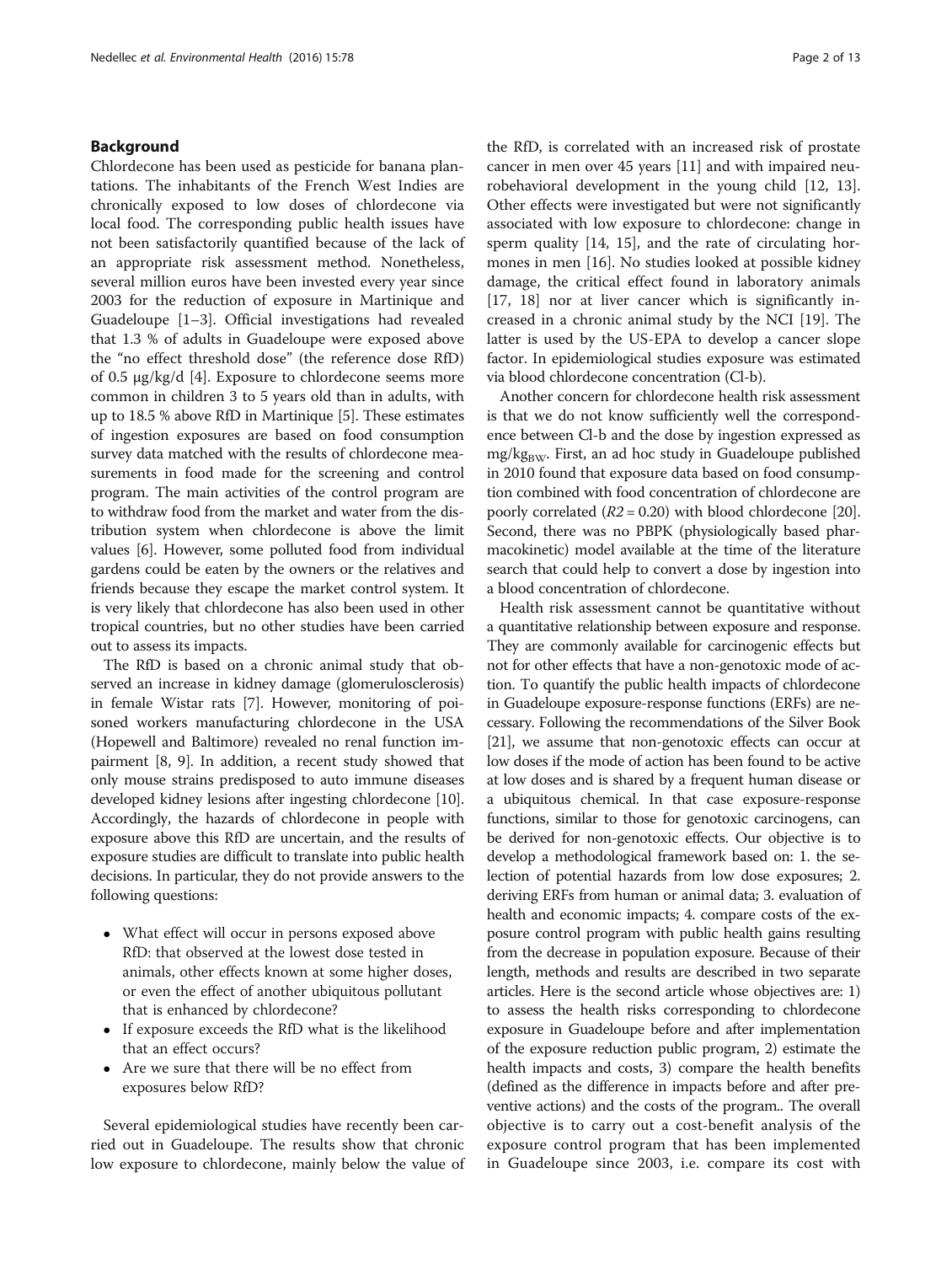## Background

Chlordecone has been used as pesticide for banana plantations. The inhabitants of the French West Indies are chronically exposed to low doses of chlordecone via local food. The corresponding public health issues have not been satisfactorily quantified because of the lack of an appropriate risk assessment method. Nonetheless, several million euros have been invested every year since 2003 for the reduction of exposure in Martinique and Guadeloupe [1–3]. Official investigations had revealed that 1.3 % of adults in Guadeloupe were exposed above the "no effect threshold dose" (the reference dose RfD) of 0.5 μg/kg/d [4]. Exposure to chlordecone seems more common in children 3 to 5 years old than in adults, with up to 18.5 % above RfD in Martinique [5]. These estimates of ingestion exposures are based on food consumption survey data matched with the results of chlordecone measurements in food made for the screening and control program. The main activities of the control program are to withdraw food from the market and water from the distribution system when chlordecone is above the limit values [6]. However, some polluted food from individual gardens could be eaten by the owners or the relatives and friends because they escape the market control system. It is very likely that chlordecone has also been used in other tropical countries, but no other studies have been carried out to assess its impacts.

The RfD is based on a chronic animal study that observed an increase in kidney damage (glomerulosclerosis) in female Wistar rats [7]. However, monitoring of poisoned workers manufacturing chlordecone in the USA (Hopewell and Baltimore) revealed no renal function impairment [8, 9]. In addition, a recent study showed that only mouse strains predisposed to auto immune diseases developed kidney lesions after ingesting chlordecone [10]. Accordingly, the hazards of chlordecone in people with exposure above this RfD are uncertain, and the results of exposure studies are difficult to translate into public health decisions. In particular, they do not provide answers to the following questions:

- What effect will occur in persons exposed above RfD: that observed at the lowest dose tested in animals, other effects known at some higher doses, or even the effect of another ubiquitous pollutant that is enhanced by chlordecone?
- If exposure exceeds the RfD what is the likelihood that an effect occurs?
- Are we sure that there will be no effect from exposures below RfD?

Several epidemiological studies have recently been carried out in Guadeloupe. The results show that chronic low exposure to chlordecone, mainly below the value of the RfD, is correlated with an increased risk of prostate cancer in men over 45 years [11] and with impaired neurobehavioral development in the young child [12, 13]. Other effects were investigated but were not significantly associated with low exposure to chlordecone: change in sperm quality [14, 15], and the rate of circulating hormones in men [16]. No studies looked at possible kidney damage, the critical effect found in laboratory animals [17, 18] nor at liver cancer which is significantly increased in a chronic animal study by the NCI [19]. The latter is used by the US-EPA to develop a cancer slope factor. In epidemiological studies exposure was estimated via blood chlordecone concentration (Cl-b).

Another concern for chlordecone health risk assessment is that we do not know sufficiently well the correspondence between Cl-b and the dose by ingestion expressed as $mg/kg_{BW}$. First, an ad hoc study in Guadeloupe published in 2010 found that exposure data based on food consumption combined with food concentration of chlordecone are poorly correlated ($R2 = 0.20$) with blood chlordecone [20]. Second, there was no PBPK (physiologically based pharmacokinetic) model available at the time of the literature search that could help to convert a dose by ingestion into a blood concentration of chlordecone.

Health risk assessment cannot be quantitative without a quantitative relationship between exposure and response. They are commonly available for carcinogenic effects but not for other effects that have a non-genotoxic mode of action. To quantify the public health impacts of chlordecone in Guadeloupe exposure-response functions (ERFs) are necessary. Following the recommendations of the Silver Book [21], we assume that non-genotoxic effects can occur at low doses if the mode of action has been found to be active at low doses and is shared by a frequent human disease or a ubiquitous chemical. In that case exposure-response functions, similar to those for genotoxic carcinogens, can be derived for non-genotoxic effects. Our objective is to develop a methodological framework based on: 1. the selection of potential hazards from low dose exposures; 2. deriving ERFs from human or animal data; 3. evaluation of health and economic impacts; 4. compare costs of the exposure control program with public health gains resulting from the decrease in population exposure. Because of their length, methods and results are described in two separate articles. Here is the second article whose objectives are: 1) to assess the health risks corresponding to chlordecone exposure in Guadeloupe before and after implementation of the exposure reduction public program, 2) estimate the health impacts and costs, 3) compare the health benefits (defined as the difference in impacts before and after preventive actions) and the costs of the program.. The overall objective is to carry out a cost-benefit analysis of the exposure control program that has been implemented in Guadeloupe since 2003, i.e. compare its cost with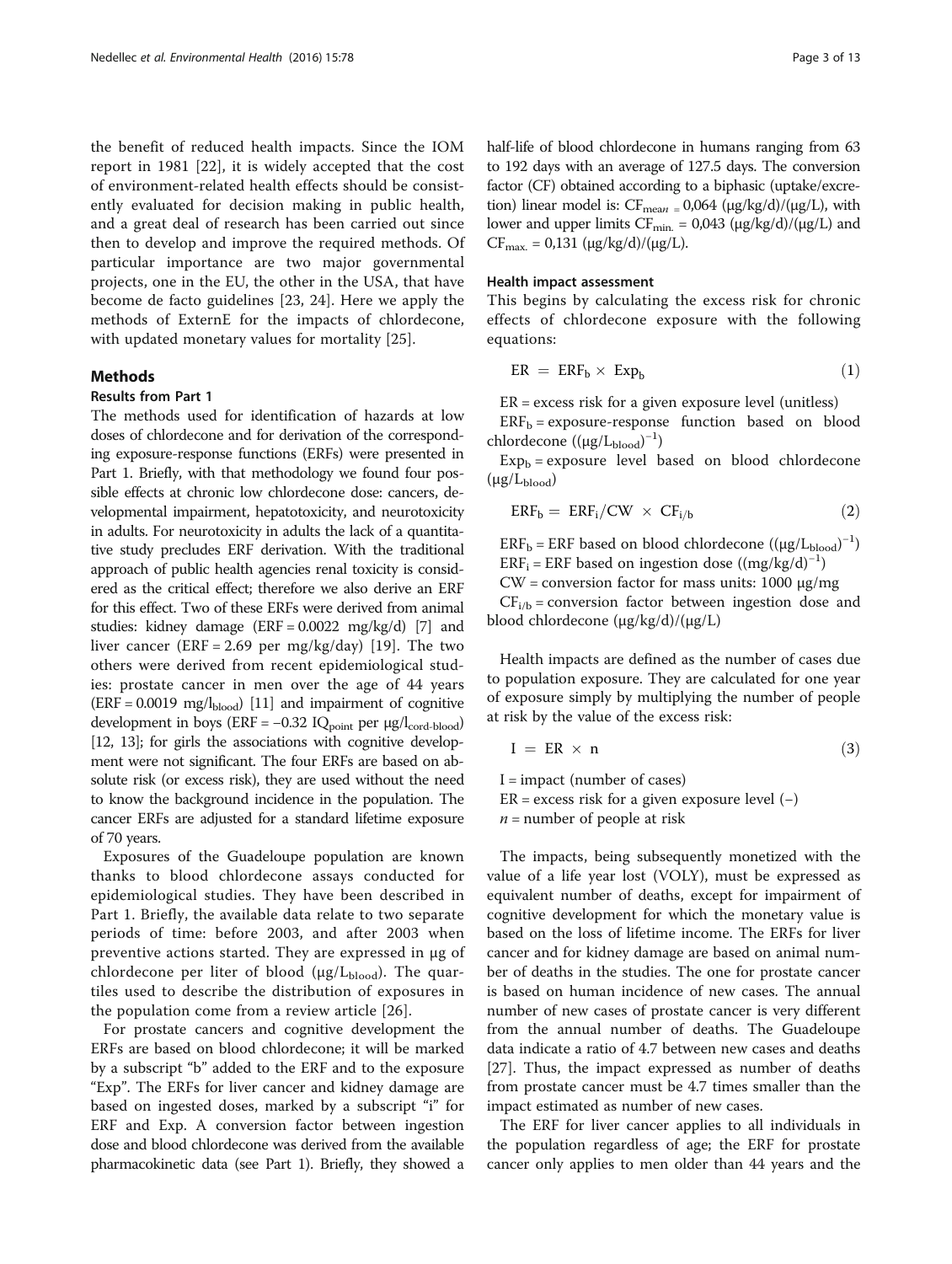the benefit of reduced health impacts. Since the IOM report in 1981 [22], it is widely accepted that the cost of environment-related health effects should be consistently evaluated for decision making in public health, and a great deal of research has been carried out since then to develop and improve the required methods. Of particular importance are two major governmental projects, one in the EU, the other in the USA, that have become de facto guidelines [23, 24]. Here we apply the methods of ExternE for the impacts of chlordecone, with updated monetary values for mortality [25].

## Methods

### Results from Part 1

The methods used for identification of hazards at low doses of chlordecone and for derivation of the corresponding exposure-response functions (ERFs) were presented in Part 1. Briefly, with that methodology we found four possible effects at chronic low chlordecone dose: cancers, developmental impairment, hepatotoxicity, and neurotoxicity in adults. For neurotoxicity in adults the lack of a quantitative study precludes ERF derivation. With the traditional approach of public health agencies renal toxicity is considered as the critical effect; therefore we also derive an ERF for this effect. Two of these ERFs were derived from animal studies: kidney damage (ERF = 0.0022 mg/kg/d) [7] and liver cancer (ERF = 2.69 per mg/kg/day) [19]. The two others were derived from recent epidemiological studies: prostate cancer in men over the age of 44 years (ERF = 0.0019 mg/$l_{blood}$) [11] and impairment of cognitive development in boys (ERF = −0.32 $IQ_{point}$ per μg/$l_{cord\text{-}blood}$) [12, 13]; for girls the associations with cognitive development were not significant. The four ERFs are based on absolute risk (or excess risk), they are used without the need to know the background incidence in the population. The cancer ERFs are adjusted for a standard lifetime exposure of 70 years.

Exposures of the Guadeloupe population are known thanks to blood chlordecone assays conducted for epidemiological studies. They have been described in Part 1. Briefly, the available data relate to two separate periods of time: before 2003, and after 2003 when preventive actions started. They are expressed in μg of chlordecone per liter of blood (μg/$L_{blood}$). The quartiles used to describe the distribution of exposures in the population come from a review article [26].

For prostate cancers and cognitive development the ERFs are based on blood chlordecone; it will be marked by a subscript "b" added to the ERF and to the exposure "Exp". The ERFs for liver cancer and kidney damage are based on ingested doses, marked by a subscript "i" for ERF and Exp. A conversion factor between ingestion dose and blood chlordecone was derived from the available pharmacokinetic data (see Part 1). Briefly, they showed a half-life of blood chlordecone in humans ranging from 63 to 192 days with an average of 127.5 days. The conversion factor (CF) obtained according to a biphasic (uptake/excretion) linear model is: $CF_{mean} = 0{,}064$ (μg/kg/d)/(μg/L), with lower and upper limits $CF_{min.} = 0{,}043$ (μg/kg/d)/(μg/L) and $CF_{max.} = 0{,}131$ (μg/kg/d)/(μg/L).

### Health impact assessment

This begins by calculating the excess risk for chronic effects of chlordecone exposure with the following equations:

$$ER = ERF_b \times Exp_b \tag{1}$$

ER = excess risk for a given exposure level (unitless)

$ERF_b$ = exposure-response function based on blood chlordecone $((\mu g/L_{blood})^{-1})$

$Exp_b$ = exposure level based on blood chlordecone ($\mu g/L_{blood}$)

$$ERF_b = ERF_i/CW \times CF_{i/b} \tag{2}$$

$ERF_b$ = ERF based on blood chlordecone $((\mu g/L_{blood})^{-1})$

$ERF_i$ = ERF based on ingestion dose $((mg/kg/d)^{-1})$

CW = conversion factor for mass units: 1000 μg/mg

$CF_{i/b}$ = conversion factor between ingestion dose and blood chlordecone (μg/kg/d)/(μg/L)

Health impacts are defined as the number of cases due to population exposure. They are calculated for one year of exposure simply by multiplying the number of people at risk by the value of the excess risk:

$$I = ER \times n \tag{3}$$

I = impact (number of cases)

ER = excess risk for a given exposure level (−)

$n$ = number of people at risk

The impacts, being subsequently monetized with the value of a life year lost (VOLY), must be expressed as equivalent number of deaths, except for impairment of cognitive development for which the monetary value is based on the loss of lifetime income. The ERFs for liver cancer and for kidney damage are based on animal number of deaths in the studies. The one for prostate cancer is based on human incidence of new cases. The annual number of new cases of prostate cancer is very different from the annual number of deaths. The Guadeloupe data indicate a ratio of 4.7 between new cases and deaths [27]. Thus, the impact expressed as number of deaths from prostate cancer must be 4.7 times smaller than the impact estimated as number of new cases.

The ERF for liver cancer applies to all individuals in the population regardless of age; the ERF for prostate cancer only applies to men older than 44 years and the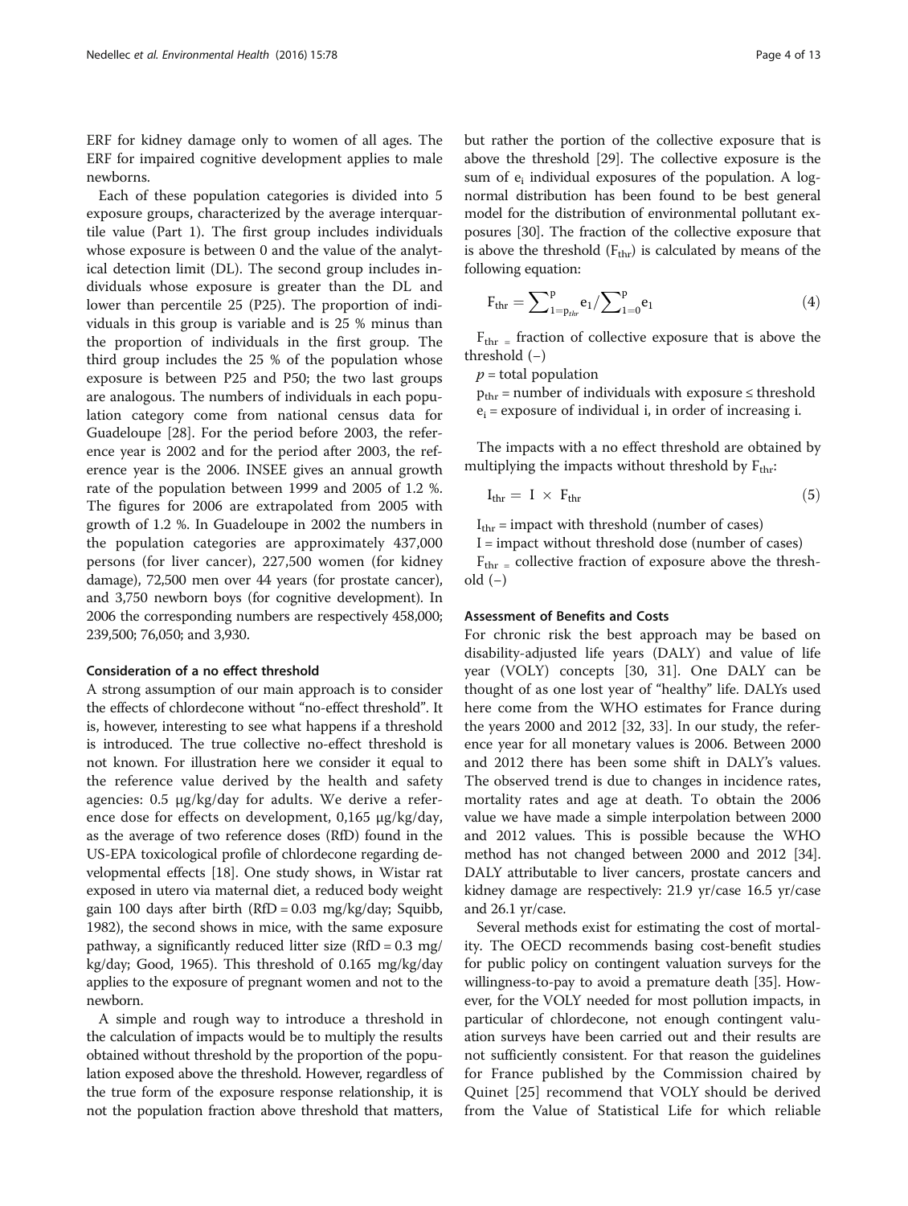ERF for kidney damage only to women of all ages. The ERF for impaired cognitive development applies to male newborns.

Each of these population categories is divided into 5 exposure groups, characterized by the average interquartile value (Part 1). The first group includes individuals whose exposure is between 0 and the value of the analytical detection limit (DL). The second group includes individuals whose exposure is greater than the DL and lower than percentile 25 (P25). The proportion of individuals in this group is variable and is 25 % minus than the proportion of individuals in the first group. The third group includes the 25 % of the population whose exposure is between P25 and P50; the two last groups are analogous. The numbers of individuals in each population category come from national census data for Guadeloupe [28]. For the period before 2003, the reference year is 2002 and for the period after 2003, the reference year is the 2006. INSEE gives an annual growth rate of the population between 1999 and 2005 of 1.2 %. The figures for 2006 are extrapolated from 2005 with growth of 1.2 %. In Guadeloupe in 2002 the numbers in the population categories are approximately 437,000 persons (for liver cancer), 227,500 women (for kidney damage), 72,500 men over 44 years (for prostate cancer), and 3,750 newborn boys (for cognitive development). In 2006 the corresponding numbers are respectively 458,000; 239,500; 76,050; and 3,930.

#### Consideration of a no effect threshold

A strong assumption of our main approach is to consider the effects of chlordecone without "no-effect threshold". It is, however, interesting to see what happens if a threshold is introduced. The true collective no-effect threshold is not known. For illustration here we consider it equal to the reference value derived by the health and safety agencies: 0.5 μg/kg/day for adults. We derive a reference dose for effects on development, 0,165 μg/kg/day, as the average of two reference doses (RfD) found in the US-EPA toxicological profile of chlordecone regarding developmental effects [18]. One study shows, in Wistar rat exposed in utero via maternal diet, a reduced body weight gain 100 days after birth (RfD = 0.03 mg/kg/day; Squibb, 1982), the second shows in mice, with the same exposure pathway, a significantly reduced litter size (RfD = 0.3 mg/kg/day; Good, 1965). This threshold of 0.165 mg/kg/day applies to the exposure of pregnant women and not to the newborn.

A simple and rough way to introduce a threshold in the calculation of impacts would be to multiply the results obtained without threshold by the proportion of the population exposed above the threshold. However, regardless of the true form of the exposure response relationship, it is not the population fraction above threshold that matters, but rather the portion of the collective exposure that is above the threshold [29]. The collective exposure is the sum of $e_i$ individual exposures of the population. A log-normal distribution has been found to be best general model for the distribution of environmental pollutant exposures [30]. The fraction of the collective exposure that is above the threshold ($F_{thr}$) is calculated by means of the following equation:

$$F_{thr} = \sum\nolimits_{1=p_{thr}}^{p} e_1 \Big/ \sum\nolimits_{1=0}^{p} e_1 \quad (4)$$

$F_{thr}$ = fraction of collective exposure that is above the threshold (−)

$p$ = total population

$p_{thr}$ = number of individuals with exposure ≤ threshold

$e_i$ = exposure of individual i, in order of increasing i.

The impacts with a no effect threshold are obtained by multiplying the impacts without threshold by $F_{thr}$:

$$I_{thr} = I \times F_{thr} \quad (5)$$

$I_{thr}$ = impact with threshold (number of cases)

I = impact without threshold dose (number of cases)

$F_{thr}$ = collective fraction of exposure above the threshold (−)

#### Assessment of Benefits and Costs

For chronic risk the best approach may be based on disability-adjusted life years (DALY) and value of life year (VOLY) concepts [30, 31]. One DALY can be thought of as one lost year of "healthy" life. DALYs used here come from the WHO estimates for France during the years 2000 and 2012 [32, 33]. In our study, the reference year for all monetary values is 2006. Between 2000 and 2012 there has been some shift in DALY's values. The observed trend is due to changes in incidence rates, mortality rates and age at death. To obtain the 2006 value we have made a simple interpolation between 2000 and 2012 values. This is possible because the WHO method has not changed between 2000 and 2012 [34]. DALY attributable to liver cancers, prostate cancers and kidney damage are respectively: 21.9 yr/case 16.5 yr/case and 26.1 yr/case.

Several methods exist for estimating the cost of mortality. The OECD recommends basing cost-benefit studies for public policy on contingent valuation surveys for the willingness-to-pay to avoid a premature death [35]. However, for the VOLY needed for most pollution impacts, in particular of chlordecone, not enough contingent valuation surveys have been carried out and their results are not sufficiently consistent. For that reason the guidelines for France published by the Commission chaired by Quinet [25] recommend that VOLY should be derived from the Value of Statistical Life for which reliable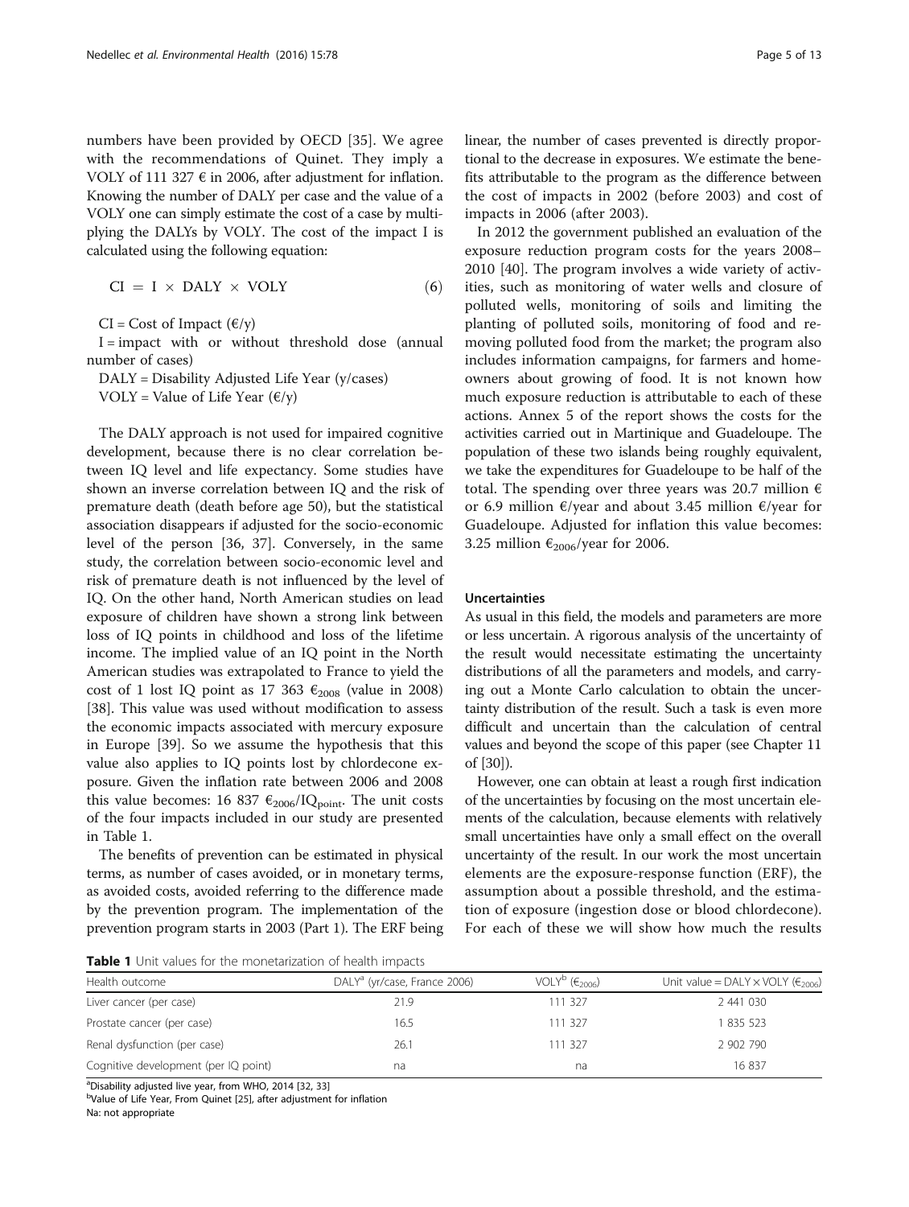numbers have been provided by OECD [35]. We agree with the recommendations of Quinet. They imply a VOLY of 111 327 € in 2006, after adjustment for inflation. Knowing the number of DALY per case and the value of a VOLY one can simply estimate the cost of a case by multiplying the DALYs by VOLY. The cost of the impact I is calculated using the following equation:

$$CI = I \times DALY \times VOLY \tag{6}$$

CI = Cost of Impact (€/y)

I = impact with or without threshold dose (annual number of cases)

DALY = Disability Adjusted Life Year (y/cases)

VOLY = Value of Life Year (€/y)

The DALY approach is not used for impaired cognitive development, because there is no clear correlation between IQ level and life expectancy. Some studies have shown an inverse correlation between IQ and the risk of premature death (death before age 50), but the statistical association disappears if adjusted for the socio-economic level of the person [36, 37]. Conversely, in the same study, the correlation between socio-economic level and risk of premature death is not influenced by the level of IQ. On the other hand, North American studies on lead exposure of children have shown a strong link between loss of IQ points in childhood and loss of the lifetime income. The implied value of an IQ point in the North American studies was extrapolated to France to yield the cost of 1 lost IQ point as 17 363 $€_{2008}$ (value in 2008) [38]. This value was used without modification to assess the economic impacts associated with mercury exposure in Europe [39]. So we assume the hypothesis that this value also applies to IQ points lost by chlordecone exposure. Given the inflation rate between 2006 and 2008 this value becomes: 16 837 $€_{2006}/IQ_{point}$. The unit costs of the four impacts included in our study are presented in Table 1.

The benefits of prevention can be estimated in physical terms, as number of cases avoided, or in monetary terms, as avoided costs, avoided referring to the difference made by the prevention program. The implementation of the prevention program starts in 2003 (Part 1). The ERF being linear, the number of cases prevented is directly proportional to the decrease in exposures. We estimate the benefits attributable to the program as the difference between the cost of impacts in 2002 (before 2003) and cost of impacts in 2006 (after 2003).

In 2012 the government published an evaluation of the exposure reduction program costs for the years 2008–2010 [40]. The program involves a wide variety of activities, such as monitoring of water wells and closure of polluted wells, monitoring of soils and limiting the planting of polluted soils, monitoring of food and removing polluted food from the market; the program also includes information campaigns, for farmers and homeowners about growing of food. It is not known how much exposure reduction is attributable to each of these actions. Annex 5 of the report shows the costs for the activities carried out in Martinique and Guadeloupe. The population of these two islands being roughly equivalent, we take the expenditures for Guadeloupe to be half of the total. The spending over three years was 20.7 million € or 6.9 million €/year and about 3.45 million €/year for Guadeloupe. Adjusted for inflation this value becomes: 3.25 million $€_{2006}$/year for 2006.

### Uncertainties

As usual in this field, the models and parameters are more or less uncertain. A rigorous analysis of the uncertainty of the result would necessitate estimating the uncertainty distributions of all the parameters and models, and carrying out a Monte Carlo calculation to obtain the uncertainty distribution of the result. Such a task is even more difficult and uncertain than the calculation of central values and beyond the scope of this paper (see Chapter 11 of [30]).

However, one can obtain at least a rough first indication of the uncertainties by focusing on the most uncertain elements of the calculation, because elements with relatively small uncertainties have only a small effect on the overall uncertainty of the result. In our work the most uncertain elements are the exposure-response function (ERF), the assumption about a possible threshold, and the estimation of exposure (ingestion dose or blood chlordecone). For each of these we will show how much the results

**Table 1** Unit values for the monetarization of health impacts

| Health outcome | DALY[a] (yr/case, France 2006) | VOLY[b] ($€_{2006}$) | Unit value = DALY × VOLY ($€_{2006}$) |
|---|---|---|---|
| Liver cancer (per case) | 21.9 | 111 327 | 2 441 030 |
| Prostate cancer (per case) | 16.5 | 111 327 | 1 835 523 |
| Renal dysfunction (per case) | 26.1 | 111 327 | 2 902 790 |
| Cognitive development (per IQ point) | na | na | 16 837 |

[a]Disability adjusted live year, from WHO, 2014 [32, 33]

[b]Value of Life Year, From Quinet [25], after adjustment for inflation

Na: not appropriate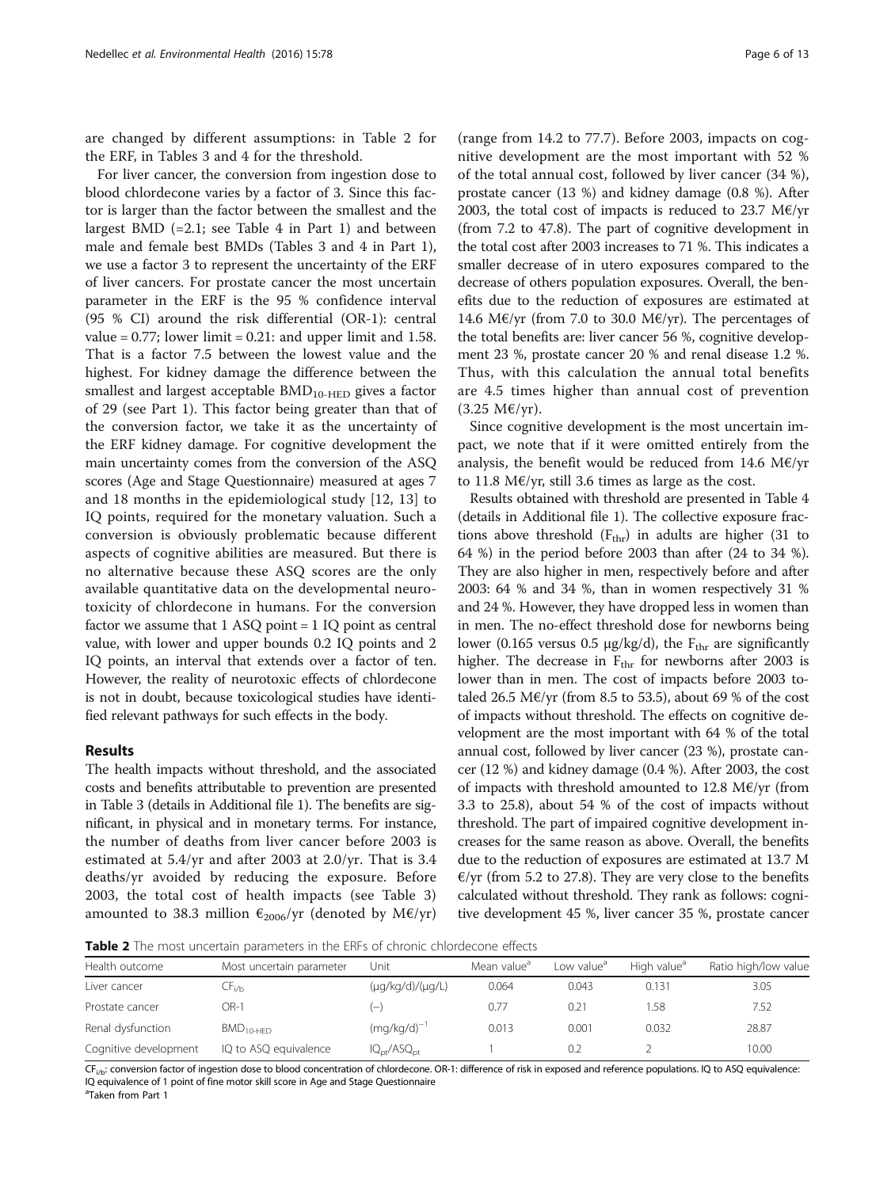are changed by different assumptions: in Table 2 for the ERF, in Tables 3 and 4 for the threshold.

For liver cancer, the conversion from ingestion dose to blood chlordecone varies by a factor of 3. Since this factor is larger than the factor between the smallest and the largest BMD (=2.1; see Table 4 in Part 1) and between male and female best BMDs (Tables 3 and 4 in Part 1), we use a factor 3 to represent the uncertainty of the ERF of liver cancers. For prostate cancer the most uncertain parameter in the ERF is the 95 % confidence interval (95 % CI) around the risk differential (OR-1): central value = 0.77; lower limit = 0.21: and upper limit and 1.58. That is a factor 7.5 between the lowest value and the highest. For kidney damage the difference between the smallest and largest acceptable $BMD_{10\text{-}HED}$ gives a factor of 29 (see Part 1). This factor being greater than that of the conversion factor, we take it as the uncertainty of the ERF kidney damage. For cognitive development the main uncertainty comes from the conversion of the ASQ scores (Age and Stage Questionnaire) measured at ages 7 and 18 months in the epidemiological study [12, 13] to IQ points, required for the monetary valuation. Such a conversion is obviously problematic because different aspects of cognitive abilities are measured. But there is no alternative because these ASQ scores are the only available quantitative data on the developmental neurotoxicity of chlordecone in humans. For the conversion factor we assume that 1 ASQ point = 1 IQ point as central value, with lower and upper bounds 0.2 IQ points and 2 IQ points, an interval that extends over a factor of ten. However, the reality of neurotoxic effects of chlordecone is not in doubt, because toxicological studies have identified relevant pathways for such effects in the body.

## Results

The health impacts without threshold, and the associated costs and benefits attributable to prevention are presented in Table 3 (details in Additional file 1). The benefits are significant, in physical and in monetary terms. For instance, the number of deaths from liver cancer before 2003 is estimated at 5.4/yr and after 2003 at 2.0/yr. That is 3.4 deaths/yr avoided by reducing the exposure. Before 2003, the total cost of health impacts (see Table 3) amounted to 38.3 million $€_{2006}$/yr (denoted by M€/yr) (range from 14.2 to 77.7). Before 2003, impacts on cognitive development are the most important with 52 % of the total annual cost, followed by liver cancer (34 %), prostate cancer (13 %) and kidney damage (0.8 %). After 2003, the total cost of impacts is reduced to 23.7 M€/yr (from 7.2 to 47.8). The part of cognitive development in the total cost after 2003 increases to 71 %. This indicates a smaller decrease of in utero exposures compared to the decrease of others population exposures. Overall, the benefits due to the reduction of exposures are estimated at 14.6 M€/yr (from 7.0 to 30.0 M€/yr). The percentages of the total benefits are: liver cancer 56 %, cognitive development 23 %, prostate cancer 20 % and renal disease 1.2 %. Thus, with this calculation the annual total benefits are 4.5 times higher than annual cost of prevention (3.25 M€/yr).

Since cognitive development is the most uncertain impact, we note that if it were omitted entirely from the analysis, the benefit would be reduced from 14.6 M€/yr to 11.8 M€/yr, still 3.6 times as large as the cost.

Results obtained with threshold are presented in Table 4 (details in Additional file 1). The collective exposure fractions above threshold ($F_{thr}$) in adults are higher (31 to 64 %) in the period before 2003 than after (24 to 34 %). They are also higher in men, respectively before and after 2003: 64 % and 34 %, than in women respectively 31 % and 24 %. However, they have dropped less in women than in men. The no-effect threshold dose for newborns being lower (0.165 versus 0.5 μg/kg/d), the $F_{thr}$ are significantly higher. The decrease in $F_{thr}$ for newborns after 2003 is lower than in men. The cost of impacts before 2003 totaled 26.5 M€/yr (from 8.5 to 53.5), about 69 % of the cost of impacts without threshold. The effects on cognitive development are the most important with 64 % of the total annual cost, followed by liver cancer (23 %), prostate cancer (12 %) and kidney damage (0.4 %). After 2003, the cost of impacts with threshold amounted to 12.8 M€/yr (from 3.3 to 25.8), about 54 % of the cost of impacts without threshold. The part of impaired cognitive development increases for the same reason as above. Overall, the benefits due to the reduction of exposures are estimated at 13.7 M €/yr (from 5.2 to 27.8). They are very close to the benefits calculated without threshold. They rank as follows: cognitive development 45 %, liver cancer 35 %, prostate cancer

**Table 2** The most uncertain parameters in the ERFs of chronic chlordecone effects

| Health outcome | Most uncertain parameter | Unit | Mean value[a] | Low value[a] | High value[a] | Ratio high/low value |
|---|---|---|---|---|---|---|
| Liver cancer | $CF_{i/b}$ | (μg/kg/d)/(μg/L) | 0.064 | 0.043 | 0.131 | 3.05 |
| Prostate cancer | OR-1 | (–) | 0.77 | 0.21 | 1.58 | 7.52 |
| Renal dysfunction | $BMD_{10\text{-}HED}$ | $(mg/kg/d)^{-1}$ | 0.013 | 0.001 | 0.032 | 28.87 |
| Cognitive development | IQ to ASQ equivalence | $IQ_{pt}/ASQ_{pt}$ | 1 | 0.2 | 2 | 10.00 |

$CF_{i/b}$: conversion factor of ingestion dose to blood concentration of chlordecone. OR-1: difference of risk in exposed and reference populations. IQ to ASQ equivalence: IQ equivalence of 1 point of fine motor skill score in Age and Stage Questionnaire

[a]Taken from Part 1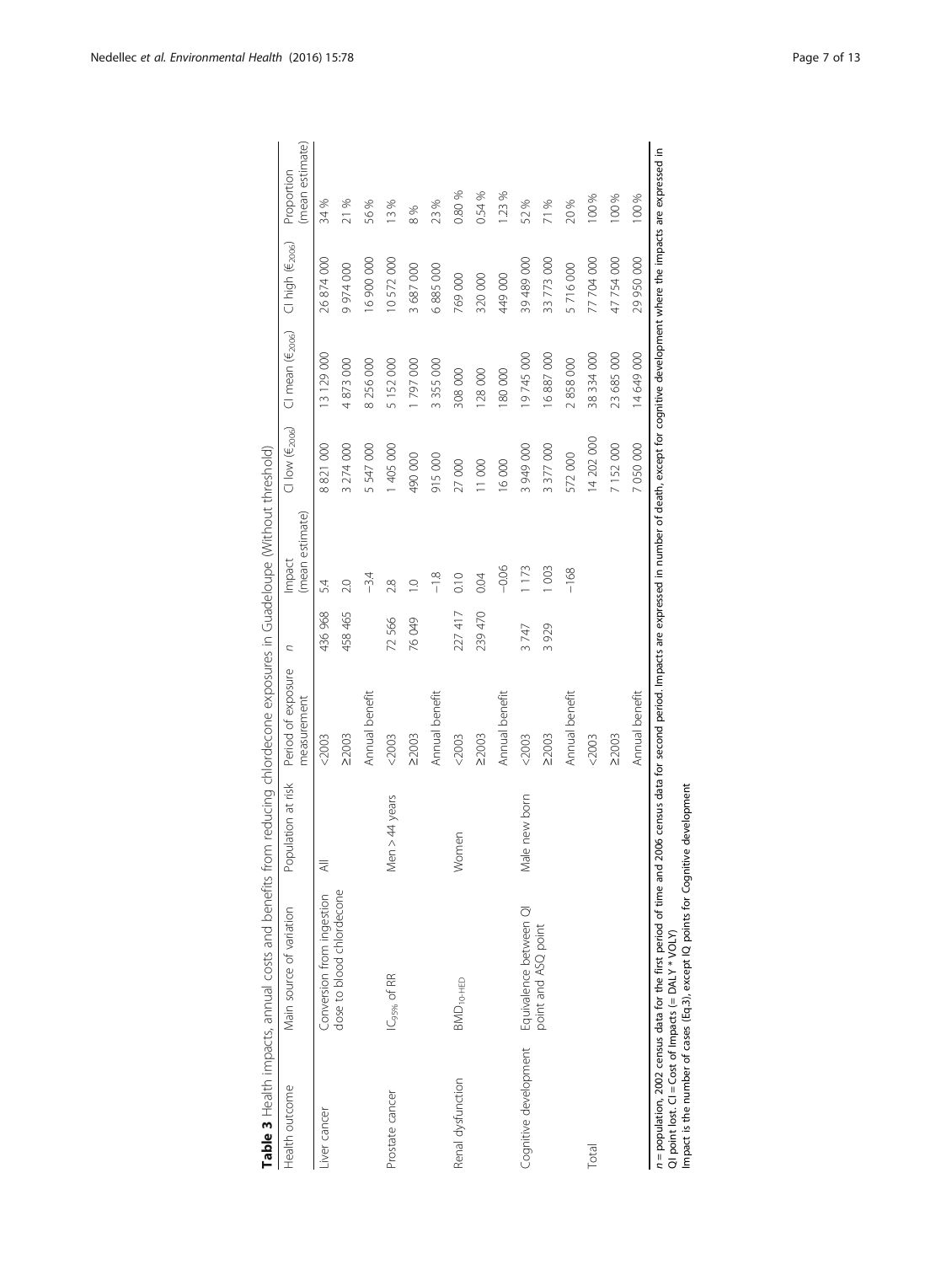**Table 3** Health impacts, annual costs and benefits from reducing chlordecone exposures in Guadeloupe (Without threshold)

| Health outcome | Main source of variation | Population at risk | Period of exposure measurement | *n* | Impact (mean estimate) | CI low (€$_{2006}$) | CI mean (€$_{2006}$) | CI high (€$_{2006}$) | Proportion (mean estimate) |
|---|---|---|---|---|---|---|---|---|---|
| Liver cancer | Conversion from ingestion dose to blood chlordecone | All | <2003 | 436 968 | 5.4 | 8 821 000 | 13 129 000 | 26 874 000 | 34 % |
| | | | ≥2003 | 458 465 | 2.0 | 3 274 000 | 4 873 000 | 9 974 000 | 21 % |
| | | | Annual benefit | | −3.4 | 5 547 000 | 8 256 000 | 16 900 000 | 56 % |
| Prostate cancer | $IC_{95\%}$ of RR | Men > 44 years | <2003 | 72 566 | 2.8 | 1 405 000 | 5 152 000 | 10 572 000 | 13 % |
| | | | ≥2003 | 76 049 | 1.0 | 490 000 | 1 797 000 | 3 687 000 | 8 % |
| | | | Annual benefit | | −1.8 | 915 000 | 3 355 000 | 6 885 000 | 23 % |
| Renal dysfunction | $BMD_{10\text{-}HED}$ | Women | <2003 | 227 417 | 0.10 | 27 000 | 308 000 | 769 000 | 0.80 % |
| | | | ≥2003 | 239 470 | 0.04 | 11 000 | 128 000 | 320 000 | 0.54 % |
| | | | Annual benefit | | −0.06 | 16 000 | 180 000 | 449 000 | 1.23 % |
| Cognitive development | Equivalence between QI point and ASQ point | Male new born | <2003 | 3 747 | 1 173 | 3 949 000 | 19 745 000 | 39 489 000 | 52 % |
| | | | ≥2003 | 3 929 | 1 003 | 3 377 000 | 16 887 000 | 33 773 000 | 71 % |
| | | | Annual benefit | | −168 | 572 000 | 2 858 000 | 5 716 000 | 20 % |
| Total | | | <2003 | | | 14 202 000 | 38 334 000 | 77 704 000 | 100 % |
| | | | ≥2003 | | | 7 152 000 | 23 685 000 | 47 754 000 | 100 % |
| | | | Annual benefit | | | 7 050 000 | 14 649 000 | 29 950 000 | 100 % |

*n* = population, 2002 census data for the first period of time and 2006 census data for second period. Impacts are expressed in number of death, except for cognitive development where the impacts are expressed in QI point lost. CI = Cost of Impacts (= DALY * VOLY)
Impact is the number of cases (Eq.3), except IQ points for Cognitive development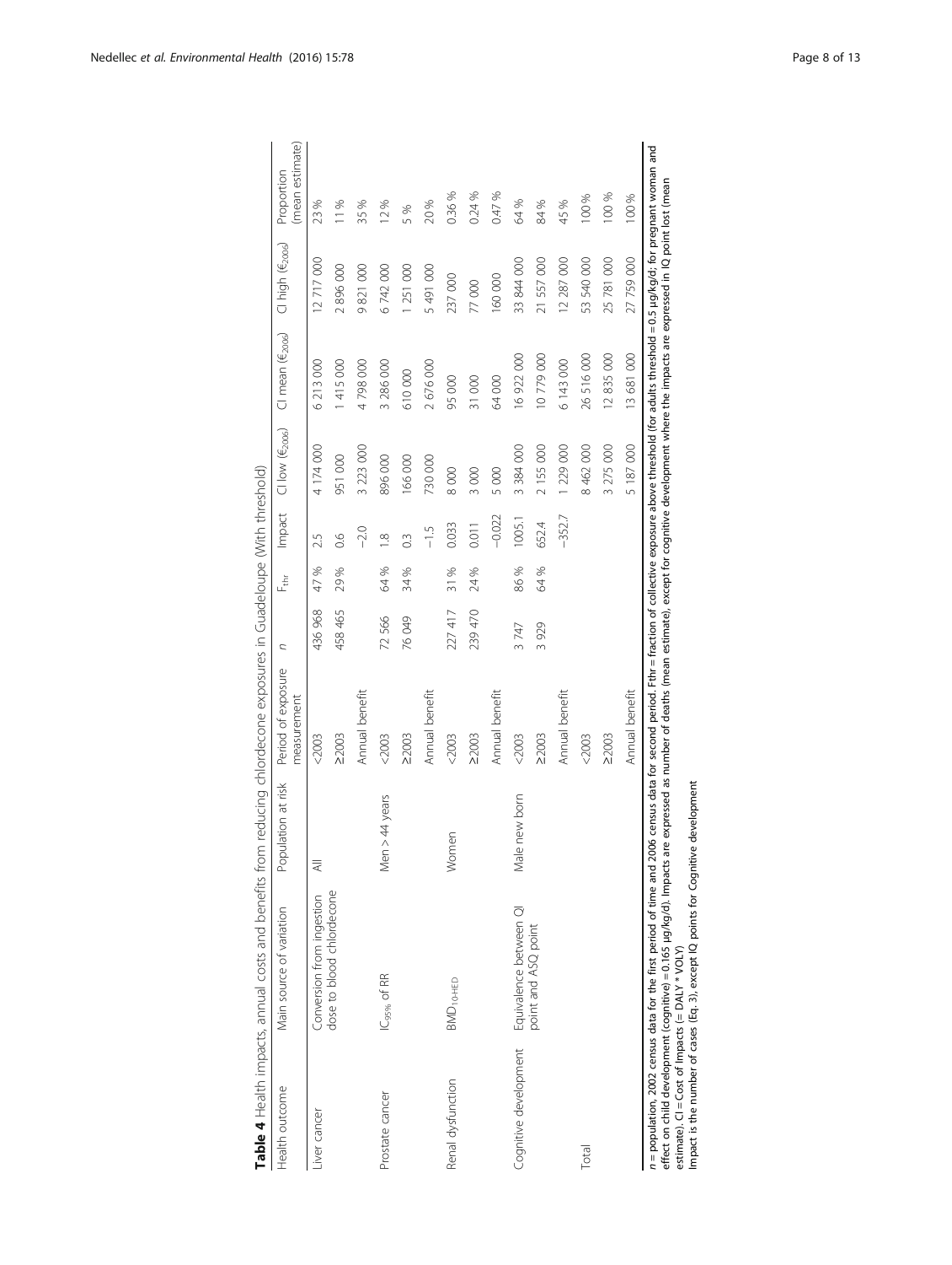**Table 4** Health impacts, annual costs and benefits from reducing chlordecone exposures in Guadeloupe (With threshold)

| Health outcome | Main source of variation | Population at risk | Period of exposure measurement | $n$ | $F_{thr}$ | Impact | CI low (€$_{2006}$) | CI mean (€$_{2006}$) | CI high (€$_{2006}$) | Proportion (mean estimate) |
|---|---|---|---|---|---|---|---|---|---|---|
| Liver cancer | Conversion from ingestion dose to blood chlordecone | All | <2003 | 436 968 | 47 % | 2.5 | 4 174 000 | 6 213 000 | 12 717 000 | 23 % |
| | | | ≥2003 | 458 465 | 29 % | 0.6 | 951 000 | 1 415 000 | 2 896 000 | 11 % |
| | | | Annual benefit | | | −2.0 | 3 223 000 | 4 798 000 | 9 821 000 | 35 % |
| Prostate cancer | $IC_{95\%}$ of RR | Men > 44 years | <2003 | 72 566 | 64 % | 1.8 | 896 000 | 3 286 000 | 6 742 000 | 12 % |
| | | | ≥2003 | 76 049 | 34 % | 0.3 | 166 000 | 610 000 | 1 251 000 | 5 % |
| | | | Annual benefit | | | −1.5 | 730 000 | 2 676 000 | 5 491 000 | 20 % |
| Renal dysfunction | $BMD_{10\text{-}HED}$ | Women | <2003 | 227 417 | 31 % | 0.033 | 8 000 | 95 000 | 237 000 | 0.36 % |
| | | | ≥2003 | 239 470 | 24 % | 0.011 | 3 000 | 31 000 | 77 000 | 0.24 % |
| | | | Annual benefit | | | −0.022 | 5 000 | 64 000 | 160 000 | 0.47 % |
| Cognitive development | Equivalence between QI point and ASQ point | Male new born | <2003 | 3 747 | 86 % | 1005.1 | 3 384 000 | 16 922 000 | 33 844 000 | 64 % |
| | | | ≥2003 | 3 929 | 64 % | 652.4 | 2 155 000 | 10 779 000 | 21 557 000 | 84 % |
| | | | Annual benefit | | | −352.7 | 1 229 000 | 6 143 000 | 12 287 000 | 45 % |
| Total | | | <2003 | | | | 8 462 000 | 26 516 000 | 53 540 000 | 100 % |
| | | | ≥2003 | | | | 3 275 000 | 12 835 000 | 25 781 000 | 100 % |
| | | | Annual benefit | | | | 5 187 000 | 13 681 000 | 27 759 000 | 100 % |

$n$ = population, 2002 census data for the first period of time and 2006 census data for second period. Fthr = fraction of collective exposure above threshold (for adults threshold = 0.5 µg/kg/d; for pregnant woman and effect on child development (cognitive) = 0.165 µg/kg/d). Impacts are expressed as number of deaths (mean estimate), except for cognitive development where the impacts are expressed in IQ point lost (mean estimate). CI = Cost of Impacts (= DALY * VOLY)

Impact is the number of cases (Eq. 3), except IQ points for Cognitive development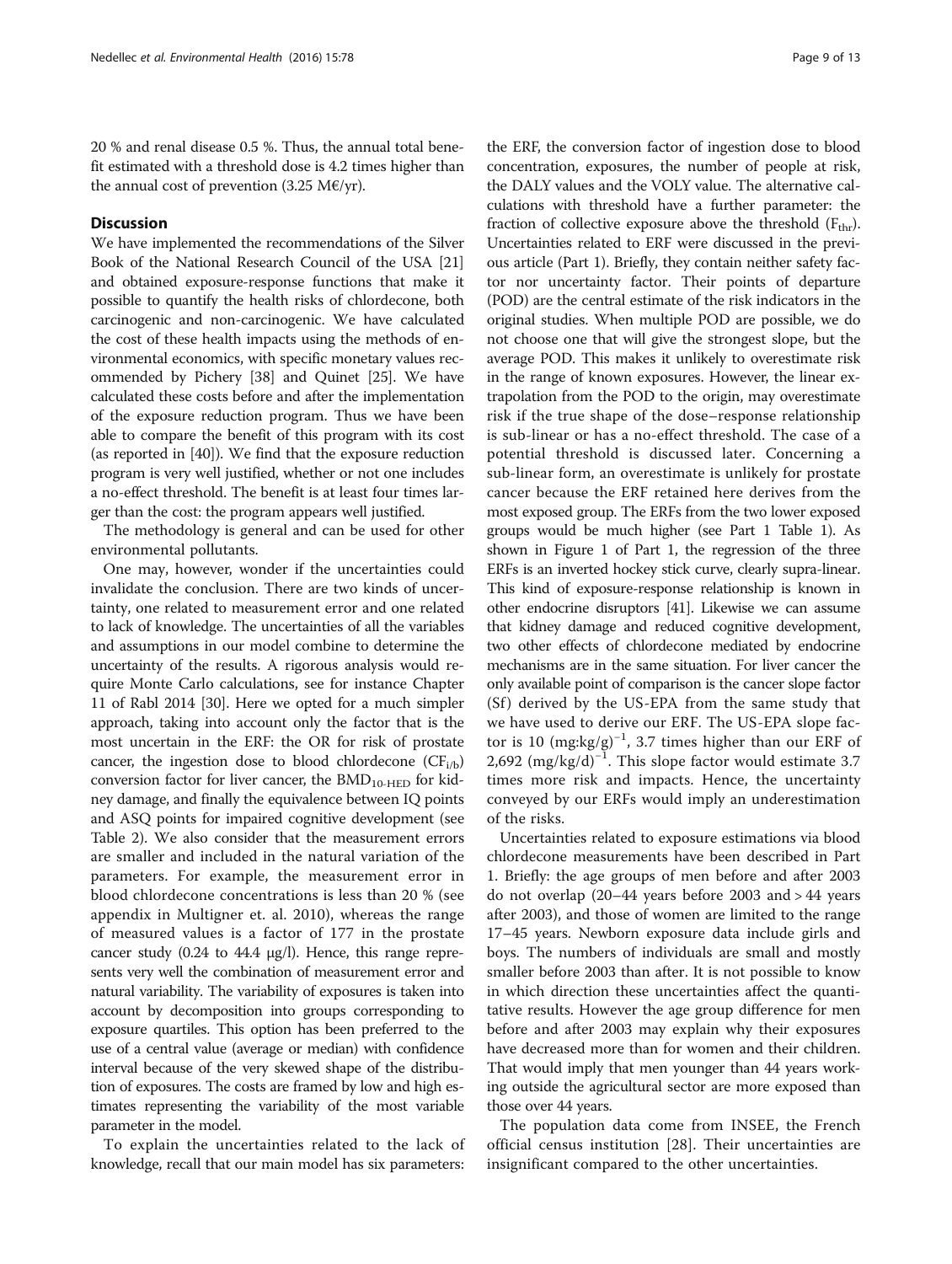20 % and renal disease 0.5 %. Thus, the annual total benefit estimated with a threshold dose is 4.2 times higher than the annual cost of prevention (3.25 M€/yr).

## Discussion

We have implemented the recommendations of the Silver Book of the National Research Council of the USA [21] and obtained exposure-response functions that make it possible to quantify the health risks of chlordecone, both carcinogenic and non-carcinogenic. We have calculated the cost of these health impacts using the methods of environmental economics, with specific monetary values recommended by Pichery [38] and Quinet [25]. We have calculated these costs before and after the implementation of the exposure reduction program. Thus we have been able to compare the benefit of this program with its cost (as reported in [40]). We find that the exposure reduction program is very well justified, whether or not one includes a no-effect threshold. The benefit is at least four times larger than the cost: the program appears well justified.

The methodology is general and can be used for other environmental pollutants.

One may, however, wonder if the uncertainties could invalidate the conclusion. There are two kinds of uncertainty, one related to measurement error and one related to lack of knowledge. The uncertainties of all the variables and assumptions in our model combine to determine the uncertainty of the results. A rigorous analysis would require Monte Carlo calculations, see for instance Chapter 11 of Rabl 2014 [30]. Here we opted for a much simpler approach, taking into account only the factor that is the most uncertain in the ERF: the OR for risk of prostate cancer, the ingestion dose to blood chlordecone ($CF_{i/b}$) conversion factor for liver cancer, the $BMD_{10\text{-}HED}$ for kidney damage, and finally the equivalence between IQ points and ASQ points for impaired cognitive development (see Table 2). We also consider that the measurement errors are smaller and included in the natural variation of the parameters. For example, the measurement error in blood chlordecone concentrations is less than 20 % (see appendix in Multigner et. al. 2010), whereas the range of measured values is a factor of 177 in the prostate cancer study (0.24 to 44.4 μg/l). Hence, this range represents very well the combination of measurement error and natural variability. The variability of exposures is taken into account by decomposition into groups corresponding to exposure quartiles. This option has been preferred to the use of a central value (average or median) with confidence interval because of the very skewed shape of the distribution of exposures. The costs are framed by low and high estimates representing the variability of the most variable parameter in the model.

To explain the uncertainties related to the lack of knowledge, recall that our main model has six parameters: the ERF, the conversion factor of ingestion dose to blood concentration, exposures, the number of people at risk, the DALY values and the VOLY value. The alternative calculations with threshold have a further parameter: the fraction of collective exposure above the threshold ($F_{thr}$). Uncertainties related to ERF were discussed in the previous article (Part 1). Briefly, they contain neither safety factor nor uncertainty factor. Their points of departure (POD) are the central estimate of the risk indicators in the original studies. When multiple POD are possible, we do not choose one that will give the strongest slope, but the average POD. This makes it unlikely to overestimate risk in the range of known exposures. However, the linear extrapolation from the POD to the origin, may overestimate risk if the true shape of the dose–response relationship is sub-linear or has a no-effect threshold. The case of a potential threshold is discussed later. Concerning a sub-linear form, an overestimate is unlikely for prostate cancer because the ERF retained here derives from the most exposed group. The ERFs from the two lower exposed groups would be much higher (see Part 1 Table 1). As shown in Figure 1 of Part 1, the regression of the three ERFs is an inverted hockey stick curve, clearly supra-linear. This kind of exposure-response relationship is known in other endocrine disruptors [41]. Likewise we can assume that kidney damage and reduced cognitive development, two other effects of chlordecone mediated by endocrine mechanisms are in the same situation. For liver cancer the only available point of comparison is the cancer slope factor (Sf) derived by the US-EPA from the same study that we have used to derive our ERF. The US-EPA slope factor is 10 $(\text{mg:kg/g})^{-1}$, 3.7 times higher than our ERF of 2,692 $(\text{mg/kg/d})^{-1}$. This slope factor would estimate 3.7 times more risk and impacts. Hence, the uncertainty conveyed by our ERFs would imply an underestimation of the risks.

Uncertainties related to exposure estimations via blood chlordecone measurements have been described in Part 1. Briefly: the age groups of men before and after 2003 do not overlap (20–44 years before 2003 and > 44 years after 2003), and those of women are limited to the range 17–45 years. Newborn exposure data include girls and boys. The numbers of individuals are small and mostly smaller before 2003 than after. It is not possible to know in which direction these uncertainties affect the quantitative results. However the age group difference for men before and after 2003 may explain why their exposures have decreased more than for women and their children. That would imply that men younger than 44 years working outside the agricultural sector are more exposed than those over 44 years.

The population data come from INSEE, the French official census institution [28]. Their uncertainties are insignificant compared to the other uncertainties.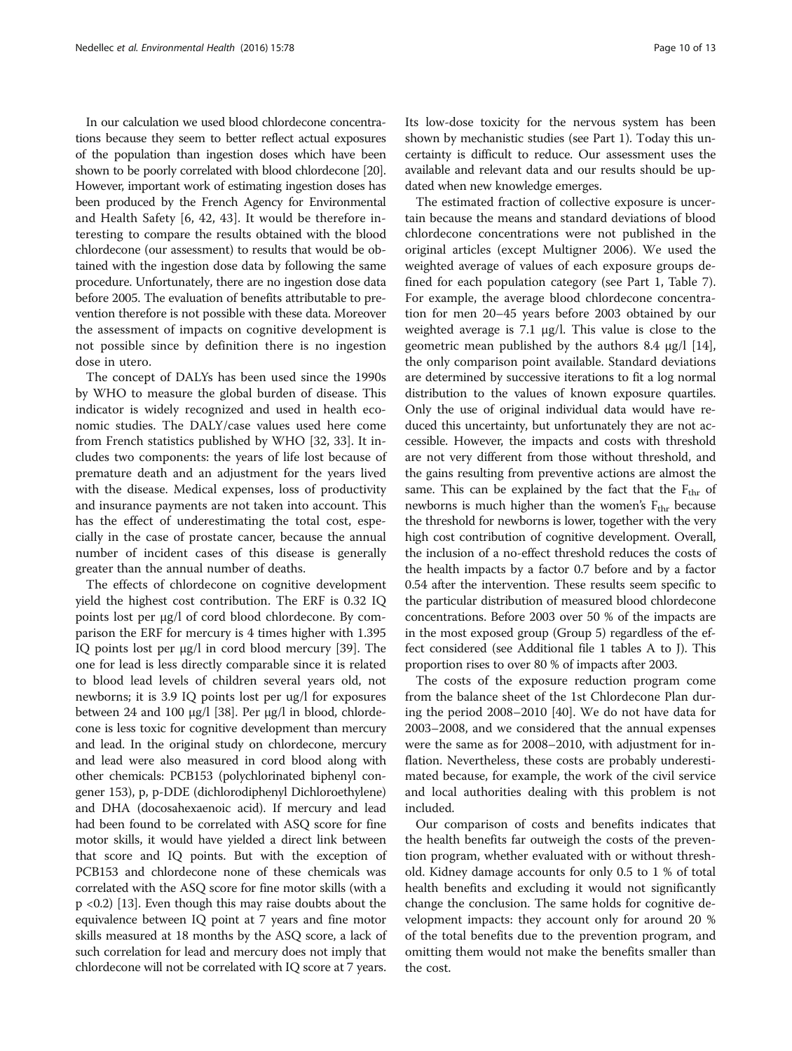In our calculation we used blood chlordecone concentrations because they seem to better reflect actual exposures of the population than ingestion doses which have been shown to be poorly correlated with blood chlordecone [20]. However, important work of estimating ingestion doses has been produced by the French Agency for Environmental and Health Safety [6, 42, 43]. It would be therefore interesting to compare the results obtained with the blood chlordecone (our assessment) to results that would be obtained with the ingestion dose data by following the same procedure. Unfortunately, there are no ingestion dose data before 2005. The evaluation of benefits attributable to prevention therefore is not possible with these data. Moreover the assessment of impacts on cognitive development is not possible since by definition there is no ingestion dose in utero.

The concept of DALYs has been used since the 1990s by WHO to measure the global burden of disease. This indicator is widely recognized and used in health economic studies. The DALY/case values used here come from French statistics published by WHO [32, 33]. It includes two components: the years of life lost because of premature death and an adjustment for the years lived with the disease. Medical expenses, loss of productivity and insurance payments are not taken into account. This has the effect of underestimating the total cost, especially in the case of prostate cancer, because the annual number of incident cases of this disease is generally greater than the annual number of deaths.

The effects of chlordecone on cognitive development yield the highest cost contribution. The ERF is 0.32 IQ points lost per μg/l of cord blood chlordecone. By comparison the ERF for mercury is 4 times higher with 1.395 IQ points lost per μg/l in cord blood mercury [39]. The one for lead is less directly comparable since it is related to blood lead levels of children several years old, not newborns; it is 3.9 IQ points lost per ug/l for exposures between 24 and 100 μg/l [38]. Per μg/l in blood, chlordecone is less toxic for cognitive development than mercury and lead. In the original study on chlordecone, mercury and lead were also measured in cord blood along with other chemicals: PCB153 (polychlorinated biphenyl congener 153), p, p-DDE (dichlorodiphenyl Dichloroethylene) and DHA (docosahexaenoic acid). If mercury and lead had been found to be correlated with ASQ score for fine motor skills, it would have yielded a direct link between that score and IQ points. But with the exception of PCB153 and chlordecone none of these chemicals was correlated with the ASQ score for fine motor skills (with a $p < 0.2$) [13]. Even though this may raise doubts about the equivalence between IQ point at 7 years and fine motor skills measured at 18 months by the ASQ score, a lack of such correlation for lead and mercury does not imply that chlordecone will not be correlated with IQ score at 7 years. Its low-dose toxicity for the nervous system has been shown by mechanistic studies (see Part 1). Today this uncertainty is difficult to reduce. Our assessment uses the available and relevant data and our results should be updated when new knowledge emerges.

The estimated fraction of collective exposure is uncertain because the means and standard deviations of blood chlordecone concentrations were not published in the original articles (except Multigner 2006). We used the weighted average of values of each exposure groups defined for each population category (see Part 1, Table 7). For example, the average blood chlordecone concentration for men 20–45 years before 2003 obtained by our weighted average is 7.1 μg/l. This value is close to the geometric mean published by the authors 8.4 μg/l [14], the only comparison point available. Standard deviations are determined by successive iterations to fit a log normal distribution to the values of known exposure quartiles. Only the use of original individual data would have reduced this uncertainty, but unfortunately they are not accessible. However, the impacts and costs with threshold are not very different from those without threshold, and the gains resulting from preventive actions are almost the same. This can be explained by the fact that the $F_{thr}$ of newborns is much higher than the women's $F_{thr}$ because the threshold for newborns is lower, together with the very high cost contribution of cognitive development. Overall, the inclusion of a no-effect threshold reduces the costs of the health impacts by a factor 0.7 before and by a factor 0.54 after the intervention. These results seem specific to the particular distribution of measured blood chlordecone concentrations. Before 2003 over 50 % of the impacts are in the most exposed group (Group 5) regardless of the effect considered (see Additional file 1 tables A to J). This proportion rises to over 80 % of impacts after 2003.

The costs of the exposure reduction program come from the balance sheet of the 1st Chlordecone Plan during the period 2008–2010 [40]. We do not have data for 2003–2008, and we considered that the annual expenses were the same as for 2008–2010, with adjustment for inflation. Nevertheless, these costs are probably underestimated because, for example, the work of the civil service and local authorities dealing with this problem is not included.

Our comparison of costs and benefits indicates that the health benefits far outweigh the costs of the prevention program, whether evaluated with or without threshold. Kidney damage accounts for only 0.5 to 1 % of total health benefits and excluding it would not significantly change the conclusion. The same holds for cognitive development impacts: they account only for around 20 % of the total benefits due to the prevention program, and omitting them would not make the benefits smaller than the cost.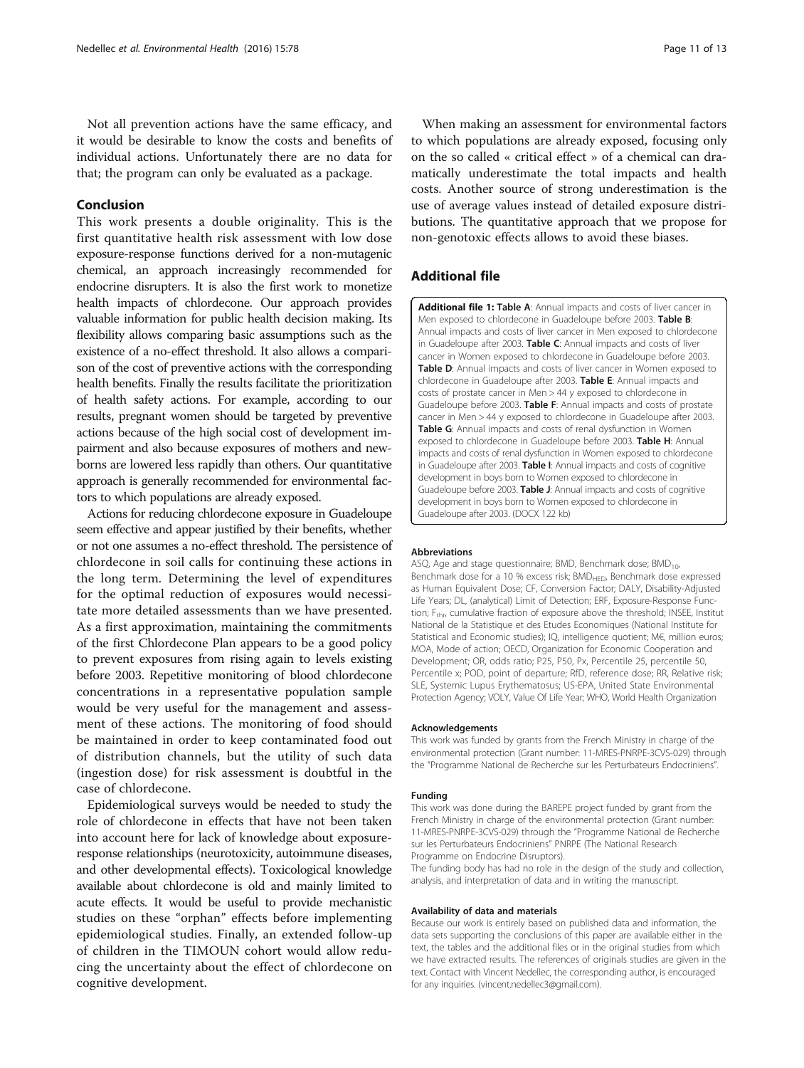Not all prevention actions have the same efficacy, and it would be desirable to know the costs and benefits of individual actions. Unfortunately there are no data for that; the program can only be evaluated as a package.

## Conclusion

This work presents a double originality. This is the first quantitative health risk assessment with low dose exposure-response functions derived for a non-mutagenic chemical, an approach increasingly recommended for endocrine disrupters. It is also the first work to monetize health impacts of chlordecone. Our approach provides valuable information for public health decision making. Its flexibility allows comparing basic assumptions such as the existence of a no-effect threshold. It also allows a comparison of the cost of preventive actions with the corresponding health benefits. Finally the results facilitate the prioritization of health safety actions. For example, according to our results, pregnant women should be targeted by preventive actions because of the high social cost of development impairment and also because exposures of mothers and newborns are lowered less rapidly than others. Our quantitative approach is generally recommended for environmental factors to which populations are already exposed.

Actions for reducing chlordecone exposure in Guadeloupe seem effective and appear justified by their benefits, whether or not one assumes a no-effect threshold. The persistence of chlordecone in soil calls for continuing these actions in the long term. Determining the level of expenditures for the optimal reduction of exposures would necessitate more detailed assessments than we have presented. As a first approximation, maintaining the commitments of the first Chlordecone Plan appears to be a good policy to prevent exposures from rising again to levels existing before 2003. Repetitive monitoring of blood chlordecone concentrations in a representative population sample would be very useful for the management and assessment of these actions. The monitoring of food should be maintained in order to keep contaminated food out of distribution channels, but the utility of such data (ingestion dose) for risk assessment is doubtful in the case of chlordecone.

Epidemiological surveys would be needed to study the role of chlordecone in effects that have not been taken into account here for lack of knowledge about exposure-response relationships (neurotoxicity, autoimmune diseases, and other developmental effects). Toxicological knowledge available about chlordecone is old and mainly limited to acute effects. It would be useful to provide mechanistic studies on these "orphan" effects before implementing epidemiological studies. Finally, an extended follow-up of children in the TIMOUN cohort would allow reducing the uncertainty about the effect of chlordecone on cognitive development.

When making an assessment for environmental factors to which populations are already exposed, focusing only on the so called « critical effect » of a chemical can dramatically underestimate the total impacts and health costs. Another source of strong underestimation is the use of average values instead of detailed exposure distributions. The quantitative approach that we propose for non-genotoxic effects allows to avoid these biases.

## Additional file

**Additional file 1: Table A**: Annual impacts and costs of liver cancer in Men exposed to chlordecone in Guadeloupe before 2003. **Table B**: Annual impacts and costs of liver cancer in Men exposed to chlordecone in Guadeloupe after 2003. **Table C**: Annual impacts and costs of liver cancer in Women exposed to chlordecone in Guadeloupe before 2003. **Table D**: Annual impacts and costs of liver cancer in Women exposed to chlordecone in Guadeloupe after 2003. **Table E**: Annual impacts and costs of prostate cancer in Men > 44 y exposed to chlordecone in Guadeloupe before 2003. **Table F**: Annual impacts and costs of prostate cancer in Men > 44 y exposed to chlordecone in Guadeloupe after 2003. **Table G**: Annual impacts and costs of renal dysfunction in Women exposed to chlordecone in Guadeloupe before 2003. **Table H**: Annual impacts and costs of renal dysfunction in Women exposed to chlordecone in Guadeloupe after 2003. **Table I**: Annual impacts and costs of cognitive development in boys born to Women exposed to chlordecone in Guadeloupe before 2003. **Table J**: Annual impacts and costs of cognitive development in boys born to Women exposed to chlordecone in Guadeloupe after 2003. (DOCX 122 kb)

#### Abbreviations

ASQ, Age and stage questionnaire; BMD, Benchmark dose; $BMD_{10}$, Benchmark dose for a 10 % excess risk; $BMD_{HED}$, Benchmark dose expressed as Human Equivalent Dose; CF, Conversion Factor; DALY, Disability-Adjusted Life Years; DL, (analytical) Limit of Detection; ERF, Exposure-Response Function; $F_{thr}$, cumulative fraction of exposure above the threshold; INSEE, Institut National de la Statistique et des Etudes Economiques (National Institute for Statistical and Economic studies); IQ, intelligence quotient; M€, million euros; MOA, Mode of action; OECD, Organization for Economic Cooperation and Development; OR, odds ratio; P25, P50, Px, Percentile 25, percentile 50, Percentile x; POD, point of departure; RfD, reference dose; RR, Relative risk; SLE, Systemic Lupus Erythematosus; US-EPA, United State Environmental Protection Agency; VOLY, Value Of Life Year; WHO, World Health Organization

#### Acknowledgements

This work was funded by grants from the French Ministry in charge of the environmental protection (Grant number: 11-MRES-PNRPE-3CVS-029) through the "Programme National de Recherche sur les Perturbateurs Endocriniens".

#### Funding

This work was done during the BAREPE project funded by grant from the French Ministry in charge of the environmental protection (Grant number: 11-MRES-PNRPE-3CVS-029) through the "Programme National de Recherche sur les Perturbateurs Endocriniens" PNRPE (The National Research Programme on Endocrine Disruptors).

The funding body has had no role in the design of the study and collection, analysis, and interpretation of data and in writing the manuscript.

#### Availability of data and materials

Because our work is entirely based on published data and information, the data sets supporting the conclusions of this paper are available either in the text, the tables and the additional files or in the original studies from which we have extracted results. The references of originals studies are given in the text. Contact with Vincent Nedellec, the corresponding author, is encouraged for any inquiries. (vincent.nedellec3@gmail.com).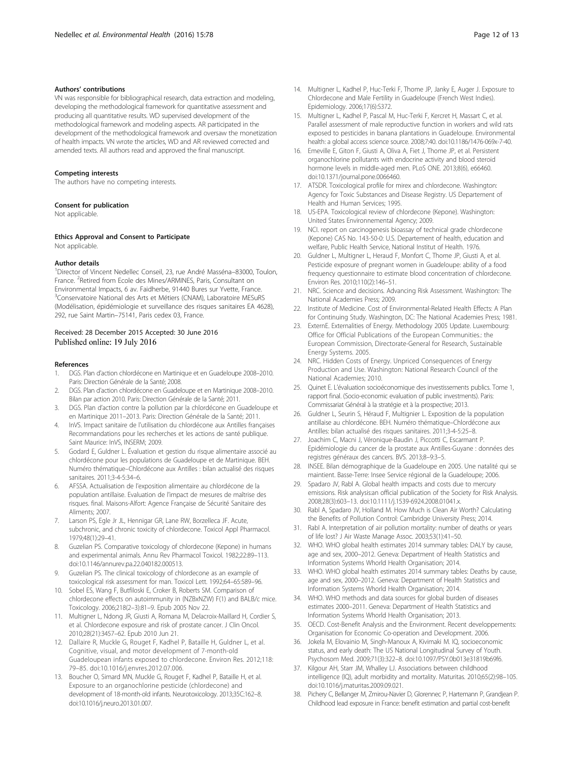### Authors' contributions

VN was responsible for bibliographical research, data extraction and modeling, developing the methodological framework for quantitative assessment and producing all quantitative results. WD supervised development of the methodological framework and modeling aspects. AR participated in the development of the methodological framework and oversaw the monetization of health impacts. VN wrote the articles, WD and AR reviewed corrected and amended texts. All authors read and approved the final manuscript.

### Competing interests

The authors have no competing interests.

### Consent for publication

Not applicable.

### Ethics Approval and Consent to Participate

Not applicable.

### Author details

[1]Director of Vincent Nedellec Conseil, 23, rue André Masséna–83000, Toulon, France. [2]Retired from Ecole des Mines/ARMINES, Paris, Consultant on Environmental Impacts, 6 av. Faidherbe, 91440 Bures sur Yvette, France. [3]Conservatoire National des Arts et Métiers (CNAM), Laboratoire MESuRS (Modélisation, épidémiologie et surveillance des risques sanitaires EA 4628), 292, rue Saint Martin–75141, Paris cedex 03, France.

Received: 28 December 2015 Accepted: 30 June 2016
Published online: 19 July 2016

### References

1. DGS. Plan d'action chlordécone en Martinique et en Guadeloupe 2008–2010. Paris: Direction Générale de la Santé; 2008.
2. DGS. Plan d'action chlordécone en Guadeloupe et en Martinique 2008–2010. Bilan par action 2010. Paris: Direction Générale de la Santé; 2011.
3. DGS. Plan d'action contre la pollution par la chlordécone en Guadeloupe et en Martinique 2011–2013. Paris: Direction Générale de la Santé; 2011.
4. InVS. Impact sanitaire de l'utilisation du chlordécone aux Antilles françaises Recommandations pour les recherches et les actions de santé publique. Saint Maurice: InVS, INSERM; 2009.
5. Godard E, Guldner L. Évaluation et gestion du risque alimentaire associé au chlordécone pour les populations de Guadeloupe et de Martinique. BEH. Numéro thématique–Chlordécone aux Antilles : bilan actualisé des risques sanitaires. 2011;3-4-5:34–6.
6. AFSSA. Actualisation de l'exposition alimentaire au chlordécone de la population antillaise. Evaluation de l'impact de mesures de maîtrise des risques. final. Maisons-Alfort: Agence Française de Sécurité Sanitaire des Aliments; 2007.
7. Larson PS, Egle Jr JL, Hennigar GR, Lane RW, Borzelleca JF. Acute, subchronic, and chronic toxicity of chlordecone. Toxicol Appl Pharmacol. 1979;48(1):29–41.
8. Guzelian PS. Comparative toxicology of chlordecone (Kepone) in humans and experimental animals. Annu Rev Pharmacol Toxicol. 1982;22:89–113. doi:10.1146/annurev.pa.22.040182.000513.
9. Guzelian PS. The clinical toxicology of chlordecone as an example of toxicological risk assessment for man. Toxicol Lett. 1992;64–65:589–96.
10. Sobel ES, Wang F, Butfiloski E, Croker B, Roberts SM. Comparison of chlordecone effects on autoimmunity in (NZBxNZW) F(1) and BALB/c mice. Toxicology. 2006;218(2–3):81–9. Epub 2005 Nov 22.
11. Multigner L, Ndong JR, Giusti A, Romana M, Delacroix-Maillard H, Cordier S, et al. Chlordecone exposure and risk of prostate cancer. J Clin Oncol. 2010;28(21):3457–62. Epub 2010 Jun 21.
12. Dallaire R, Muckle G, Rouget F, Kadhel P, Bataille H, Guldner L, et al. Cognitive, visual, and motor development of 7-month-old Guadeloupean infants exposed to chlordecone. Environ Res. 2012;118: 79–85. doi:10.1016/j.envres.2012.07.006.
13. Boucher O, Simard MN, Muckle G, Rouget F, Kadhel P, Bataille H, et al. Exposure to an organochlorine pesticide (chlordecone) and development of 18-month-old infants. Neurotoxicology. 2013;35C:162–8. doi:10.1016/j.neuro.2013.01.007.
14. Multigner L, Kadhel P, Huc-Terki F, Thome JP, Janky E, Auger J. Exposure to Chlordecone and Male Fertility in Guadeloupe (French West Indies). Epidemiology. 2006;17(6):S372.
15. Multigner L, Kadhel P, Pascal M, Huc-Terki F, Kercret H, Massart C, et al. Parallel assessment of male reproductive function in workers and wild rats exposed to pesticides in banana plantations in Guadeloupe. Environmental health: a global access science source. 2008;7:40. doi:10.1186/1476-069x-7-40.
16. Emeville E, Giton F, Giusti A, Oliva A, Fiet J, Thome JP, et al. Persistent organochlorine pollutants with endocrine activity and blood steroid hormone levels in middle-aged men. PLoS ONE. 2013;8(6), e66460. doi:10.1371/journal.pone.0066460.
17. ATSDR. Toxicological profile for mirex and chlordecone. Washington: Agency for Toxic Substances and Disease Registry. US Departement of Health and Human Services; 1995.
18. US-EPA. Toxicological review of chlordecone (Kepone). Washington: United States Environnemental Agency; 2009.
19. NCI. report on carcinogenesis bioassay of technical grade chlordecone (Kepone) CAS No. 143-50-0: U.S. Departement of health, education and welfare, Public Health Service, National Institut of Health. 1976.
20. Guldner L, Multigner L, Heraud F, Monfort C, Thome JP, Giusti A, et al. Pesticide exposure of pregnant women in Guadeloupe: ability of a food frequency questionnaire to estimate blood concentration of chlordecone. Environ Res. 2010;110(2):146–51.
21. NRC. Science and decisions. Advancing Risk Assessment. Washington: The National Academies Press; 2009.
22. Institute of Medicine. Cost of Environmental-Related Health Effects: A Plan for Continuing Study. Washington, DC: The National Academies Press; 1981.
23. ExternE. Externalities of Energy. Methodology 2005 Update. Luxembourg: Office for Official Publications of the European Communities.: the European Commission, Directorate-General for Research, Sustainable Energy Systems. 2005.
24. NRC. Hidden Costs of Energy. Unpriced Consequences of Energy Production and Use. Washington: National Research Council of the National Academies; 2010.
25. Quinet E. L'évaluation socioéconomique des investissements publics. Tome 1, rapport final. (Socio-economic evaluation of public investments). Paris: Commissariat Général à la stratégie et à la prospective; 2013.
26. Guldner L, Seurin S, Héraud F, Multignier L. Exposition de la population antillaise au chlordécone. BEH. Numéro thématique–Chlordécone aux Antilles: bilan actualisé des risques sanitaires. 2011;3-4-5:25–8.
27. Joachim C, Macni J, Véronique-Baudin J, Piccotti C, Escarmant P. Epidémiologie du cancer de la prostate aux Antilles-Guyane : données des registres généraux des cancers. BVS. 2013;8–9:3–5.
28. INSEE. Bilan démographique de la Guadeloupe en 2005. Une natalité qui se maintient. Basse-Terre: Insee Service régional de la Guadeloupe; 2006.
29. Spadaro JV, Rabl A. Global health impacts and costs due to mercury emissions. Risk analysis:an official publication of the Society for Risk Analysis. 2008;28(3):603–13. doi:10.1111/j.1539-6924.2008.01041.x.
30. Rabl A, Spadaro JV, Holland M. How Much is Clean Air Worth? Calculating the Benefits of Pollution Control: Cambridge University Press; 2014.
31. Rabl A. Interpretation of air pollution mortality: number of deaths or years of life lost? J Air Waste Manage Assoc. 2003;53(1):41–50.
32. WHO. WHO global health estimates 2014 summary tables: DALY by cause, age and sex, 2000–2012. Geneva: Department of Health Statistics and Information Systems Whorld Health Organisation; 2014.
33. WHO. WHO global health estimates 2014 summary tables: Deaths by cause, age and sex, 2000–2012. Geneva: Department of Health Statistics and Information Systems Whorld Health Organisation; 2014.
34. WHO. WHO methods and data sources for global burden of diseases estimates 2000–2011. Geneva: Department of Health Statistics and Information Systems Whorld Health Organisation; 2013.
35. OECD. Cost-Benefit Analysis and the Environment. Recent developpements: Organisation for Economic Co-operation and Development. 2006.
36. Jokela M, Elovainio M, Singh-Manoux A, Kivimaki M. IQ, socioeconomic status, and early death: The US National Longitudinal Survey of Youth. Psychosom Med. 2009;71(3):322–8. doi:10.1097/PSY.0b013e31819b69f6.
37. Kilgour AH, Starr JM, Whalley LJ. Associations between childhood intelligence (IQ), adult morbidity and mortality. Maturitas. 2010;65(2):98–105. doi:10.1016/j.maturitas.2009.09.021.
38. Pichery C, Bellanger M, Zmirou-Navier D, Glorennec P, Hartemann P, Grandjean P. Childhood lead exposure in France: benefit estimation and partial cost-benefit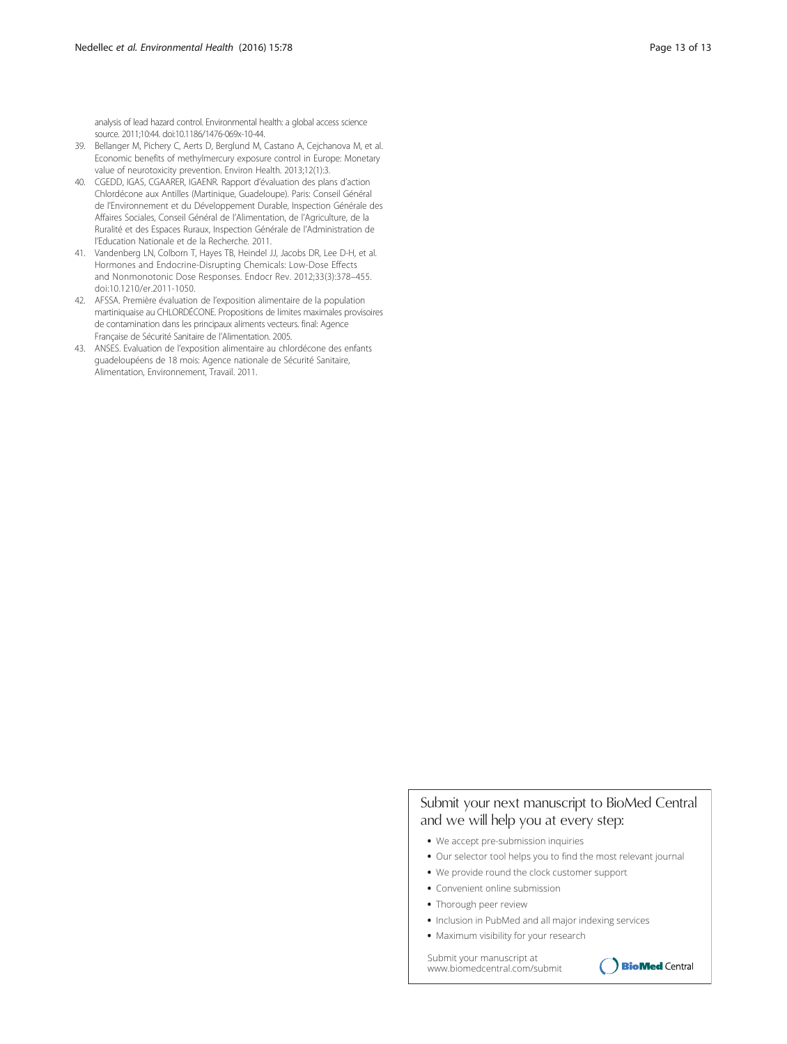analysis of lead hazard control. Environmental health: a global access science source. 2011;10:44. doi:10.1186/1476-069x-10-44.

39. Bellanger M, Pichery C, Aerts D, Berglund M, Castano A, Cejchanova M, et al. Economic benefits of methylmercury exposure control in Europe: Monetary value of neurotoxicity prevention. Environ Health. 2013;12(1):3.
40. CGEDD, IGAS, CGAARER, IGAENR. Rapport d'évaluation des plans d'action Chlordécone aux Antilles (Martinique, Guadeloupe). Paris: Conseil Général de l'Environnement et du Développement Durable, Inspection Générale des Affaires Sociales, Conseil Général de l'Alimentation, de l'Agriculture, de la Ruralité et des Espaces Ruraux, Inspection Générale de l'Administration de l'Education Nationale et de la Recherche. 2011.
41. Vandenberg LN, Colborn T, Hayes TB, Heindel JJ, Jacobs DR, Lee D-H, et al. Hormones and Endocrine-Disrupting Chemicals: Low-Dose Effects and Nonmonotonic Dose Responses. Endocr Rev. 2012;33(3):378–455. doi:10.1210/er.2011-1050.
42. AFSSA. Première évaluation de l'exposition alimentaire de la population martiniquaise au CHLORDÉCONE. Propositions de limites maximales provisoires de contamination dans les principaux aliments vecteurs. final: Agence Française de Sécurité Sanitaire de l'Alimentation. 2005.
43. ANSES. Evaluation de l'exposition alimentaire au chlordécone des enfants guadeloupéens de 18 mois: Agence nationale de Sécurité Sanitaire, Alimentation, Environnement, Travail. 2011.

Submit your next manuscript to BioMed Central and we will help you at every step:

- We accept pre-submission inquiries
- Our selector tool helps you to find the most relevant journal
- We provide round the clock customer support
- Convenient online submission
- Thorough peer review
- Inclusion in PubMed and all major indexing services
- Maximum visibility for your research

Submit your manuscript at
www.biomedcentral.com/submit

BioMed Central